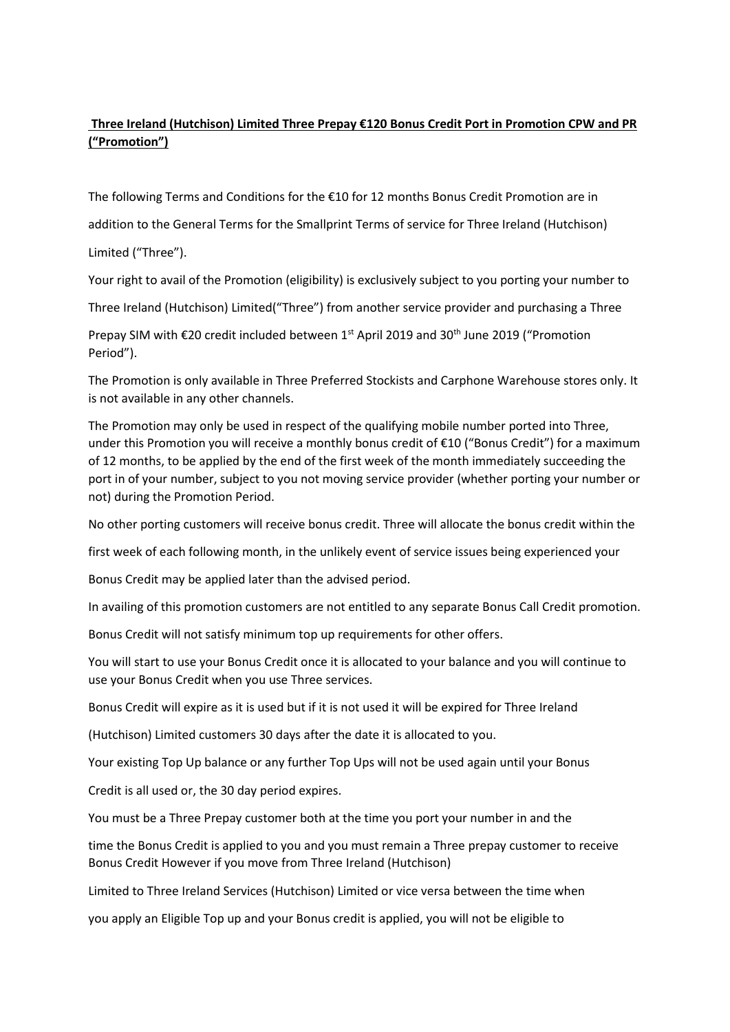**Three Ireland (Hutchison) Limited Three Prepay €120 Bonus Credit Port in Promotion CPW and PR ("Promotion")**

The following Terms and Conditions for the €10 for 12 months Bonus Credit Promotion are in addition to the General Terms for the Smallprint Terms of service for Three Ireland (Hutchison) Limited ("Three").

Your right to avail of the Promotion (eligibility) is exclusively subject to you porting your number to Three Ireland (Hutchison) Limited("Three") from another service provider and purchasing a Three Prepay SIM with €20 credit included between 1st April 2019 and 30th June 2019 ("Promotion Period").

The Promotion is only available in Three Preferred Stockists and Carphone Warehouse stores only. It is not available in any other channels.

The Promotion may only be used in respect of the qualifying mobile number ported into Three, under this Promotion you will receive a monthly bonus credit of €10 ("Bonus Credit") for a maximum of 12 months, to be applied by the end of the first week of the month immediately succeeding the port in of your number, subject to you not moving service provider (whether porting your number or not) during the Promotion Period.

No other porting customers will receive bonus credit. Three will allocate the bonus credit within the first week of each following month, in the unlikely event of service issues being experienced your Bonus Credit may be applied later than the advised period.

In availing of this promotion customers are not entitled to any separate Bonus Call Credit promotion.

Bonus Credit will not satisfy minimum top up requirements for other offers.

You will start to use your Bonus Credit once it is allocated to your balance and you will continue to use your Bonus Credit when you use Three services.

Bonus Credit will expire as it is used but if it is not used it will be expired for Three Ireland (Hutchison) Limited customers 30 days after the date it is allocated to you.

Your existing Top Up balance or any further Top Ups will not be used again until your Bonus Credit is all used or, the 30 day period expires.

You must be a Three Prepay customer both at the time you port your number in and the time the Bonus Credit is applied to you and you must remain a Three prepay customer to receive Bonus Credit However if you move from Three Ireland (Hutchison) Limited to Three Ireland Services (Hutchison) Limited or vice versa between the time when you apply an Eligible Top up and your Bonus credit is applied, you will not be eligible to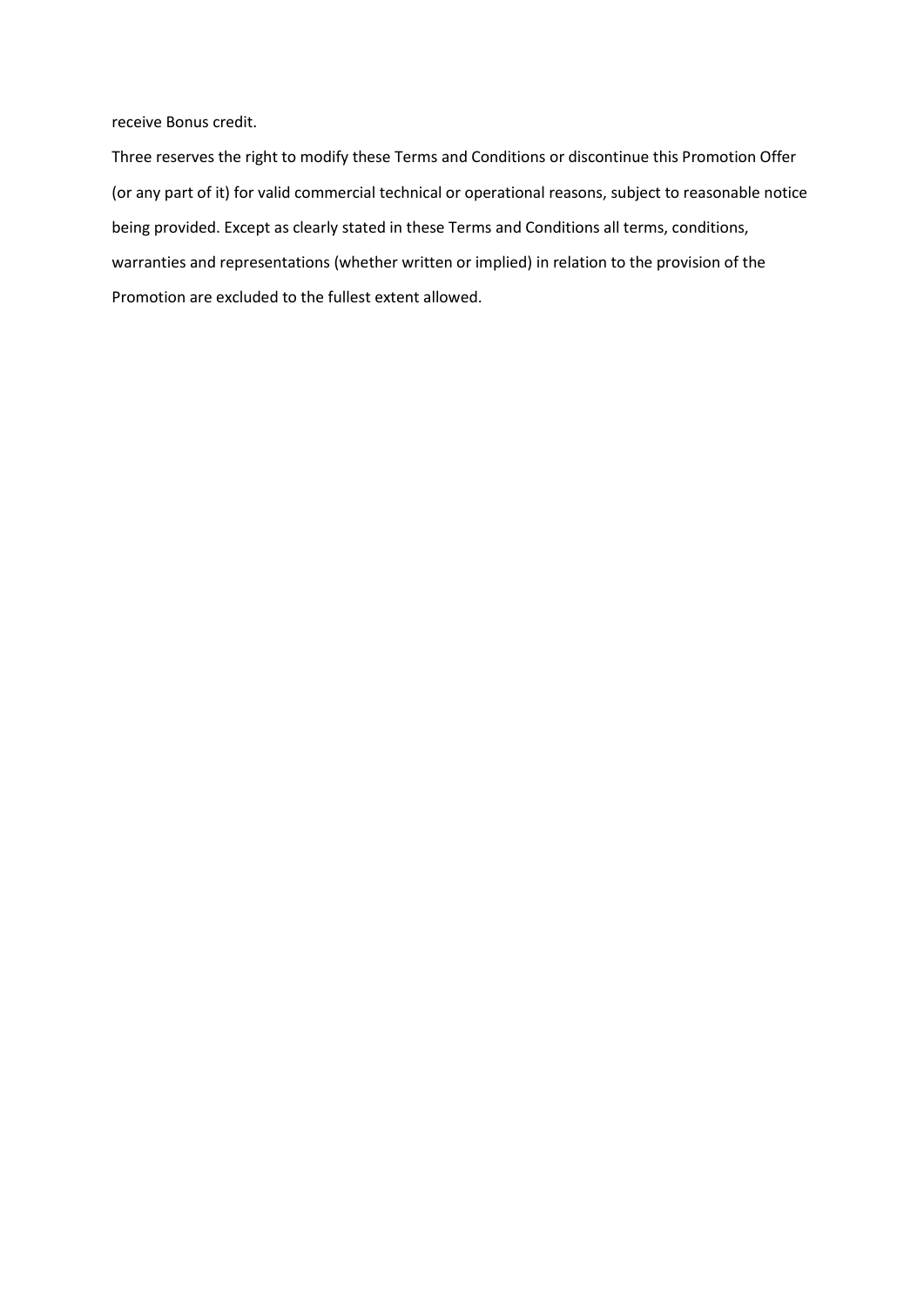receive Bonus credit.

Three reserves the right to modify these Terms and Conditions or discontinue this Promotion Offer (or any part of it) for valid commercial technical or operational reasons, subject to reasonable notice being provided. Except as clearly stated in these Terms and Conditions all terms, conditions, warranties and representations (whether written or implied) in relation to the provision of the Promotion are excluded to the fullest extent allowed.